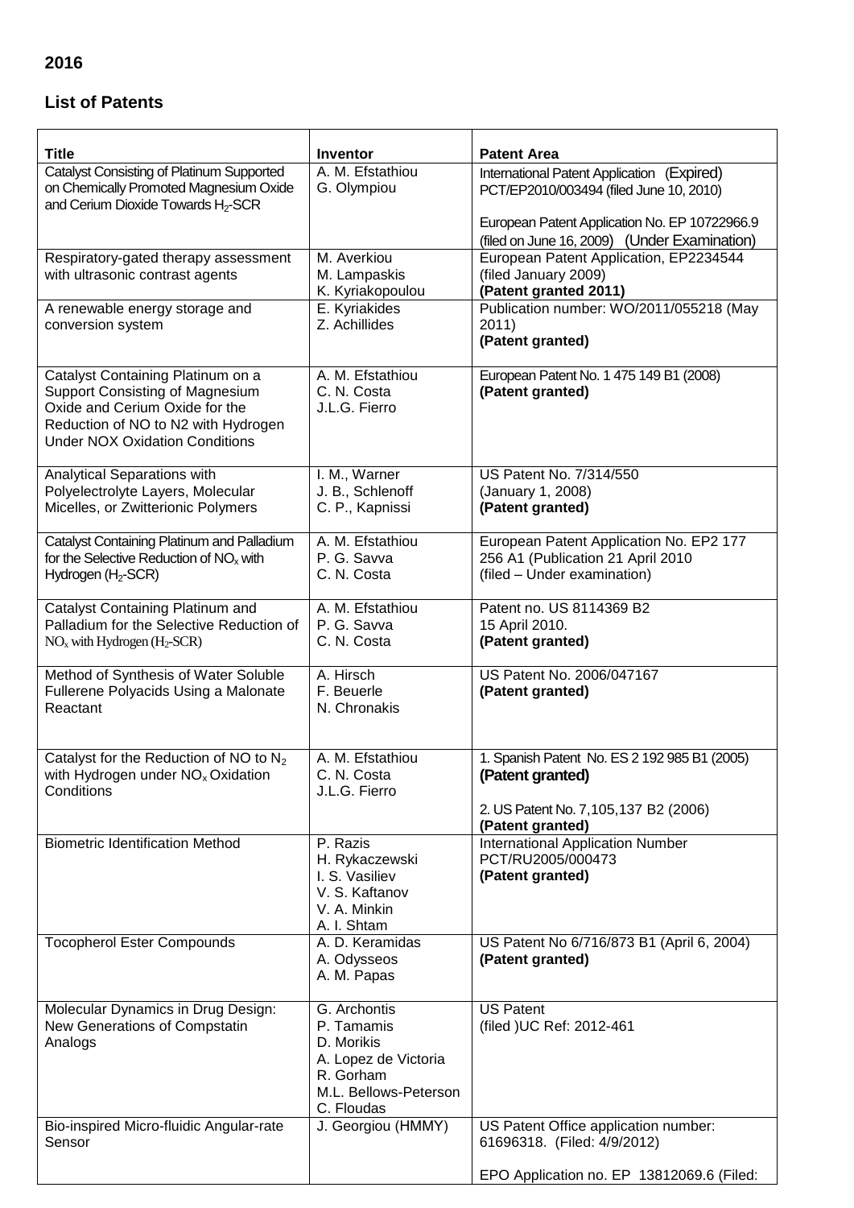**2016**

## List of Patents

| Title | Inventor | Patent Area |
|---|---|---|
| Catalyst Consisting of Platinum Supported on Chemically Promoted Magnesium Oxide and Cerium Dioxide Towards $H_2$-SCR | A. M. Efstathiou<br>G. Olympiou | International Patent Application (Expired) PCT/EP2010/003494 (filed June 10, 2010)<br><br>European Patent Application No. EP 10722966.9 (filed on June 16, 2009) (Under Examination) |
| Respiratory-gated therapy assessment with ultrasonic contrast agents | M. Averkiou<br>M. Lampaskis<br>K. Kyriakopoulou | European Patent Application, EP2234544 (filed January 2009)<br>**(Patent granted 2011)** |
| A renewable energy storage and conversion system | E. Kyriakides<br>Z. Achillides | Publication number: WO/2011/055218 (May 2011)<br>**(Patent granted)** |
| Catalyst Containing Platinum on a Support Consisting of Magnesium Oxide and Cerium Oxide for the Reduction of NO to N2 with Hydrogen Under NOX Oxidation Conditions | A. M. Efstathiou<br>C. N. Costa<br>J.L.G. Fierro | European Patent No. 1 475 149 B1 (2008)<br>**(Patent granted)** |
| Analytical Separations with Polyelectrolyte Layers, Molecular Micelles, or Zwitterionic Polymers | I. M., Warner<br>J. B., Schlenoff<br>C. P., Kapnissi | US Patent No. 7/314/550<br>(January 1, 2008)<br>**(Patent granted)** |
| Catalyst Containing Platinum and Palladium for the Selective Reduction of $NO_x$ with Hydrogen ($H_2$-SCR) | A. M. Efstathiou<br>P. G. Savva<br>C. N. Costa | European Patent Application No. EP2 177 256 A1 (Publication 21 April 2010<br>(filed – Under examination) |
| Catalyst Containing Platinum and Palladium for the Selective Reduction of $NO_x$ with Hydrogen ($H_2$-SCR) | A. M. Efstathiou<br>P. G. Savva<br>C. N. Costa | Patent no. US 8114369 B2<br>15 April 2010.<br>**(Patent granted)** |
| Method of Synthesis of Water Soluble Fullerene Polyacids Using a Malonate Reactant | A. Hirsch<br>F. Beuerle<br>N. Chronakis | US Patent No. 2006/047167<br>**(Patent granted)** |
| Catalyst for the Reduction of NO to $N_2$ with Hydrogen under $NO_x$ Oxidation Conditions | A. M. Efstathiou<br>C. N. Costa<br>J.L.G. Fierro | 1. Spanish Patent No. ES 2 192 985 B1 (2005)<br>**(Patent granted)**<br><br>2. US Patent No. 7,105,137 B2 (2006)<br>**(Patent granted)** |
| Biometric Identification Method | P. Razis<br>H. Rykaczewski<br>I. S. Vasiliev<br>V. S. Kaftanov<br>V. A. Minkin<br>A. I. Shtam | International Application Number PCT/RU2005/000473<br>**(Patent granted)** |
| Tocopherol Ester Compounds | A. D. Keramidas<br>A. Odysseos<br>A. M. Papas | US Patent No 6/716/873 B1 (April 6, 2004)<br>**(Patent granted)** |
| Molecular Dynamics in Drug Design: New Generations of Compstatin Analogs | G. Archontis<br>P. Tamamis<br>D. Morikis<br>A. Lopez de Victoria<br>R. Gorham<br>M.L. Bellows-Peterson<br>C. Floudas | US Patent<br>(filed )UC Ref: 2012-461 |
| Bio-inspired Micro-fluidic Angular-rate Sensor | J. Georgiou (HMMY) | US Patent Office application number: 61696318. (Filed: 4/9/2012)<br><br>EPO Application no. EP 13812069.6 (Filed: |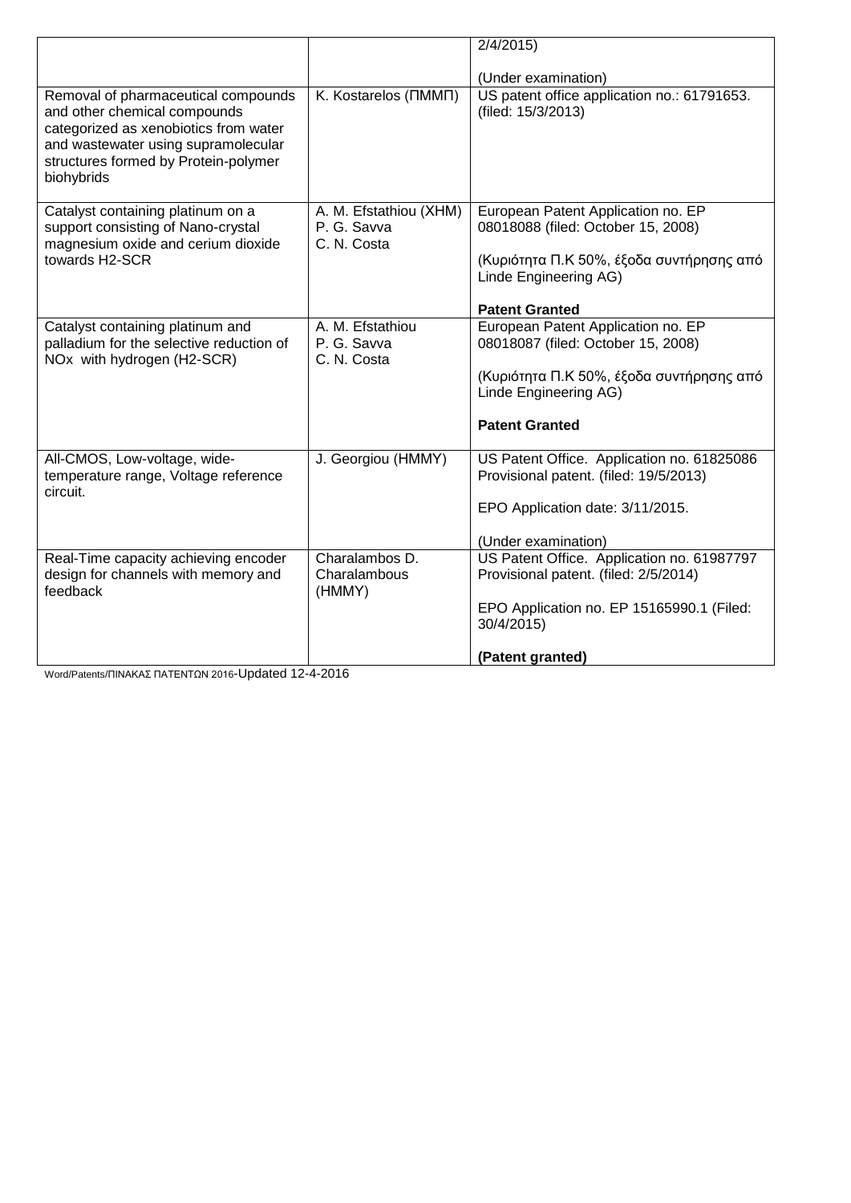| | | |
|---|---|---|
| | | 2/4/2015)<br><br>(Under examination) |
| Removal of pharmaceutical compounds and other chemical compounds categorized as xenobiotics from water and wastewater using supramolecular structures formed by Protein-polymer biohybrids | K. Kostarelos (ΠΜΜΠ) | US patent office application no.: 61791653. (filed: 15/3/2013) |
| Catalyst containing platinum on a support consisting of Nano-crystal magnesium oxide and cerium dioxide towards H2-SCR | A. M. Efstathiou (ΧΗΜ)<br>P. G. Savva<br>C. N. Costa | European Patent Application no. EP 08018088 (filed: October 15, 2008)<br><br>(Κυριότητα Π.Κ 50%, έξοδα συντήρησης από Linde Engineering AG)<br><br>**Patent Granted** |
| Catalyst containing platinum and palladium for the selective reduction of NOx with hydrogen (H2-SCR) | A. M. Efstathiou<br>P. G. Savva<br>C. N. Costa | European Patent Application no. EP 08018087 (filed: October 15, 2008)<br><br>(Κυριότητα Π.Κ 50%, έξοδα συντήρησης από Linde Engineering AG)<br><br>**Patent Granted** |
| All-CMOS, Low-voltage, wide-temperature range, Voltage reference circuit. | J. Georgiou (ΗΜΜΥ) | US Patent Office. Application no. 61825086 Provisional patent. (filed: 19/5/2013)<br><br>EPO Application date: 3/11/2015.<br><br>(Under examination) |
| Real-Time capacity achieving encoder design for channels with memory and feedback | Charalambos D. Charalambous (ΗΜΜΥ) | US Patent Office. Application no. 61987797 Provisional patent. (filed: 2/5/2014)<br><br>EPO Application no. EP 15165990.1 (Filed: 30/4/2015)<br><br>**(Patent granted)** |

Word/Patents/ΠΙΝΑΚΑΣ ΠΑΤΕΝΤΩΝ 2016-Updated 12-4-2016